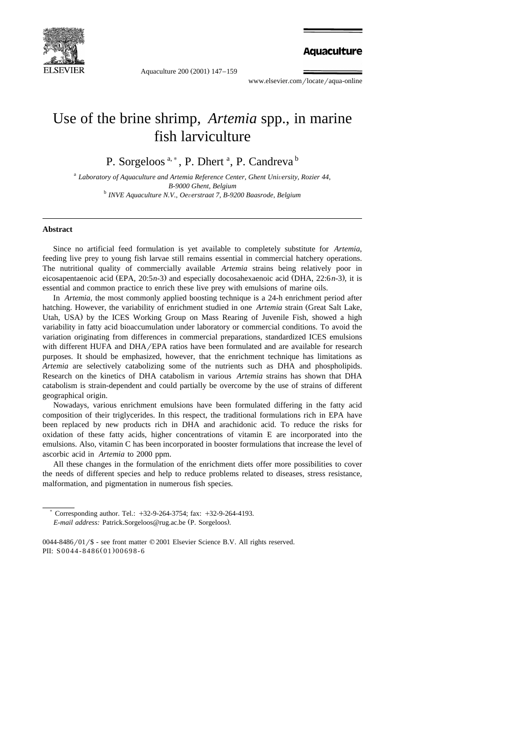# Use of the brine shrimp, *Artemia* spp., in marine fish larviculture

P. Sorgeloos [a,*], P. Dhert [a], P. Candreva [b]

[a] *Laboratory of Aquaculture and Artemia Reference Center, Ghent University, Rozier 44, B-9000 Ghent, Belgium*

[b] *INVE Aquaculture N.V., Oeverstraat 7, B-9200 Baasrode, Belgium*

## Abstract

Since no artificial feed formulation is yet available to completely substitute for *Artemia*, feeding live prey to young fish larvae still remains essential in commercial hatchery operations. The nutritional quality of commercially available *Artemia* strains being relatively poor in eicosapentaenoic acid (EPA, 20:5*n*-3) and especially docosahexaenoic acid (DHA, 22:6*n*-3), it is essential and common practice to enrich these live prey with emulsions of marine oils.

In *Artemia*, the most commonly applied boosting technique is a 24-h enrichment period after hatching. However, the variability of enrichment studied in one *Artemia* strain (Great Salt Lake, Utah, USA) by the ICES Working Group on Mass Rearing of Juvenile Fish, showed a high variability in fatty acid bioaccumulation under laboratory or commercial conditions. To avoid the variation originating from differences in commercial preparations, standardized ICES emulsions with different HUFA and DHA/EPA ratios have been formulated and are available for research purposes. It should be emphasized, however, that the enrichment technique has limitations as *Artemia* are selectively catabolizing some of the nutrients such as DHA and phospholipids. Research on the kinetics of DHA catabolism in various *Artemia* strains has shown that DHA catabolism is strain-dependent and could partially be overcome by the use of strains of different geographical origin.

Nowadays, various enrichment emulsions have been formulated differing in the fatty acid composition of their triglycerides. In this respect, the traditional formulations rich in EPA have been replaced by new products rich in DHA and arachidonic acid. To reduce the risks for oxidation of these fatty acids, higher concentrations of vitamin E are incorporated into the emulsions. Also, vitamin C has been incorporated in booster formulations that increase the level of ascorbic acid in *Artemia* to 2000 ppm.

All these changes in the formulation of the enrichment diets offer more possibilities to cover the needs of different species and help to reduce problems related to diseases, stress resistance, malformation, and pigmentation in numerous fish species.

---

* Corresponding author. Tel.: +32-9-264-3754; fax: +32-9-264-4193.
*E-mail address:* Patrick.Sorgeloos@rug.ac.be (P. Sorgeloos).

0044-8486/01/$ - see front matter © 2001 Elsevier Science B.V. All rights reserved.
PII: S0044-8486(01)00698-6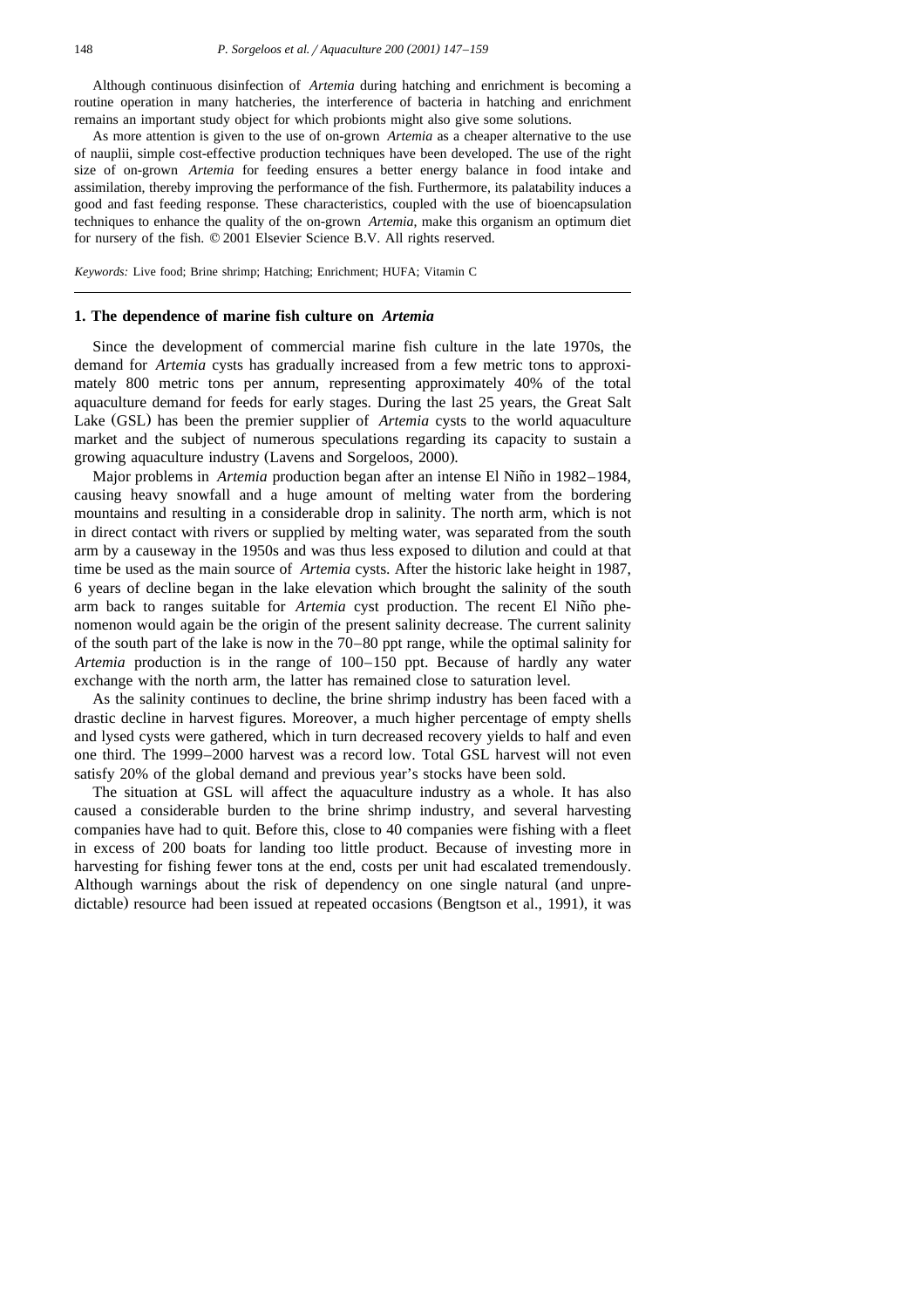Although continuous disinfection of *Artemia* during hatching and enrichment is becoming a routine operation in many hatcheries, the interference of bacteria in hatching and enrichment remains an important study object for which probionts might also give some solutions.

As more attention is given to the use of on-grown *Artemia* as a cheaper alternative to the use of nauplii, simple cost-effective production techniques have been developed. The use of the right size of on-grown *Artemia* for feeding ensures a better energy balance in food intake and assimilation, thereby improving the performance of the fish. Furthermore, its palatability induces a good and fast feeding response. These characteristics, coupled with the use of bioencapsulation techniques to enhance the quality of the on-grown *Artemia*, make this organism an optimum diet for nursery of the fish. © 2001 Elsevier Science B.V. All rights reserved.

*Keywords:* Live food; Brine shrimp; Hatching; Enrichment; HUFA; Vitamin C

## 1. The dependence of marine fish culture on *Artemia*

Since the development of commercial marine fish culture in the late 1970s, the demand for *Artemia* cysts has gradually increased from a few metric tons to approximately 800 metric tons per annum, representing approximately 40% of the total aquaculture demand for feeds for early stages. During the last 25 years, the Great Salt Lake (GSL) has been the premier supplier of *Artemia* cysts to the world aquaculture market and the subject of numerous speculations regarding its capacity to sustain a growing aquaculture industry (Lavens and Sorgeloos, 2000).

Major problems in *Artemia* production began after an intense El Niño in 1982–1984, causing heavy snowfall and a huge amount of melting water from the bordering mountains and resulting in a considerable drop in salinity. The north arm, which is not in direct contact with rivers or supplied by melting water, was separated from the south arm by a causeway in the 1950s and was thus less exposed to dilution and could at that time be used as the main source of *Artemia* cysts. After the historic lake height in 1987, 6 years of decline began in the lake elevation which brought the salinity of the south arm back to ranges suitable for *Artemia* cyst production. The recent El Niño phenomenon would again be the origin of the present salinity decrease. The current salinity of the south part of the lake is now in the 70–80 ppt range, while the optimal salinity for *Artemia* production is in the range of 100–150 ppt. Because of hardly any water exchange with the north arm, the latter has remained close to saturation level.

As the salinity continues to decline, the brine shrimp industry has been faced with a drastic decline in harvest figures. Moreover, a much higher percentage of empty shells and lysed cysts were gathered, which in turn decreased recovery yields to half and even one third. The 1999–2000 harvest was a record low. Total GSL harvest will not even satisfy 20% of the global demand and previous year's stocks have been sold.

The situation at GSL will affect the aquaculture industry as a whole. It has also caused a considerable burden to the brine shrimp industry, and several harvesting companies have had to quit. Before this, close to 40 companies were fishing with a fleet in excess of 200 boats for landing too little product. Because of investing more in harvesting for fishing fewer tons at the end, costs per unit had escalated tremendously. Although warnings about the risk of dependency on one single natural (and unpredictable) resource had been issued at repeated occasions (Bengtson et al., 1991), it was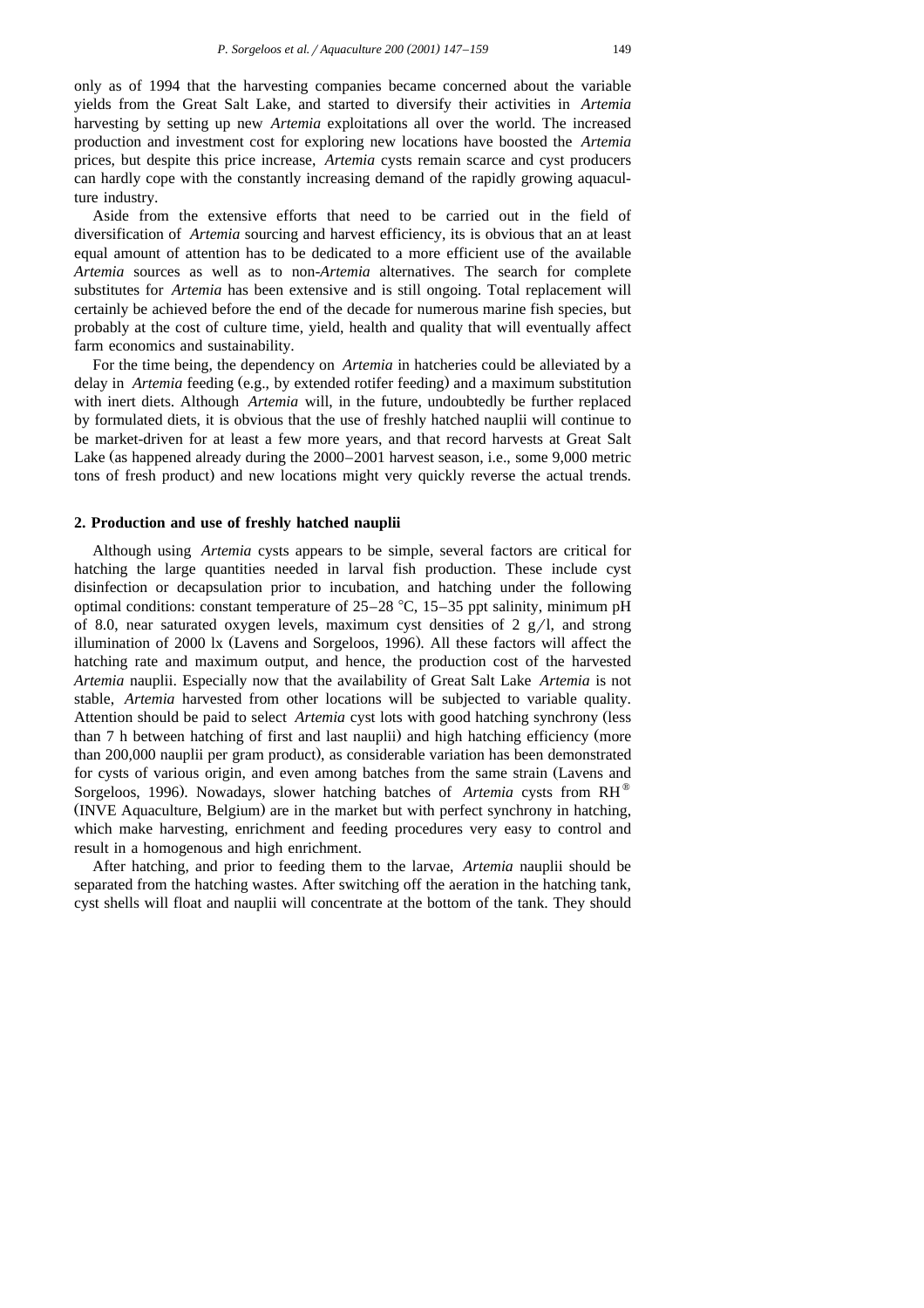only as of 1994 that the harvesting companies became concerned about the variable yields from the Great Salt Lake, and started to diversify their activities in *Artemia* harvesting by setting up new *Artemia* exploitations all over the world. The increased production and investment cost for exploring new locations have boosted the *Artemia* prices, but despite this price increase, *Artemia* cysts remain scarce and cyst producers can hardly cope with the constantly increasing demand of the rapidly growing aquaculture industry.

Aside from the extensive efforts that need to be carried out in the field of diversification of *Artemia* sourcing and harvest efficiency, its is obvious that an at least equal amount of attention has to be dedicated to a more efficient use of the available *Artemia* sources as well as to non-*Artemia* alternatives. The search for complete substitutes for *Artemia* has been extensive and is still ongoing. Total replacement will certainly be achieved before the end of the decade for numerous marine fish species, but probably at the cost of culture time, yield, health and quality that will eventually affect farm economics and sustainability.

For the time being, the dependency on *Artemia* in hatcheries could be alleviated by a delay in *Artemia* feeding (e.g., by extended rotifer feeding) and a maximum substitution with inert diets. Although *Artemia* will, in the future, undoubtedly be further replaced by formulated diets, it is obvious that the use of freshly hatched nauplii will continue to be market-driven for at least a few more years, and that record harvests at Great Salt Lake (as happened already during the 2000–2001 harvest season, i.e., some 9,000 metric tons of fresh product) and new locations might very quickly reverse the actual trends.

## 2. Production and use of freshly hatched nauplii

Although using *Artemia* cysts appears to be simple, several factors are critical for hatching the large quantities needed in larval fish production. These include cyst disinfection or decapsulation prior to incubation, and hatching under the following optimal conditions: constant temperature of 25–28 °C, 15–35 ppt salinity, minimum pH of 8.0, near saturated oxygen levels, maximum cyst densities of 2 g/l, and strong illumination of 2000 lx (Lavens and Sorgeloos, 1996). All these factors will affect the hatching rate and maximum output, and hence, the production cost of the harvested *Artemia* nauplii. Especially now that the availability of Great Salt Lake *Artemia* is not stable, *Artemia* harvested from other locations will be subjected to variable quality. Attention should be paid to select *Artemia* cyst lots with good hatching synchrony (less than 7 h between hatching of first and last nauplii) and high hatching efficiency (more than 200,000 nauplii per gram product), as considerable variation has been demonstrated for cysts of various origin, and even among batches from the same strain (Lavens and Sorgeloos, 1996). Nowadays, slower hatching batches of *Artemia* cysts from RH® (INVE Aquaculture, Belgium) are in the market but with perfect synchrony in hatching, which make harvesting, enrichment and feeding procedures very easy to control and result in a homogenous and high enrichment.

After hatching, and prior to feeding them to the larvae, *Artemia* nauplii should be separated from the hatching wastes. After switching off the aeration in the hatching tank, cyst shells will float and nauplii will concentrate at the bottom of the tank. They should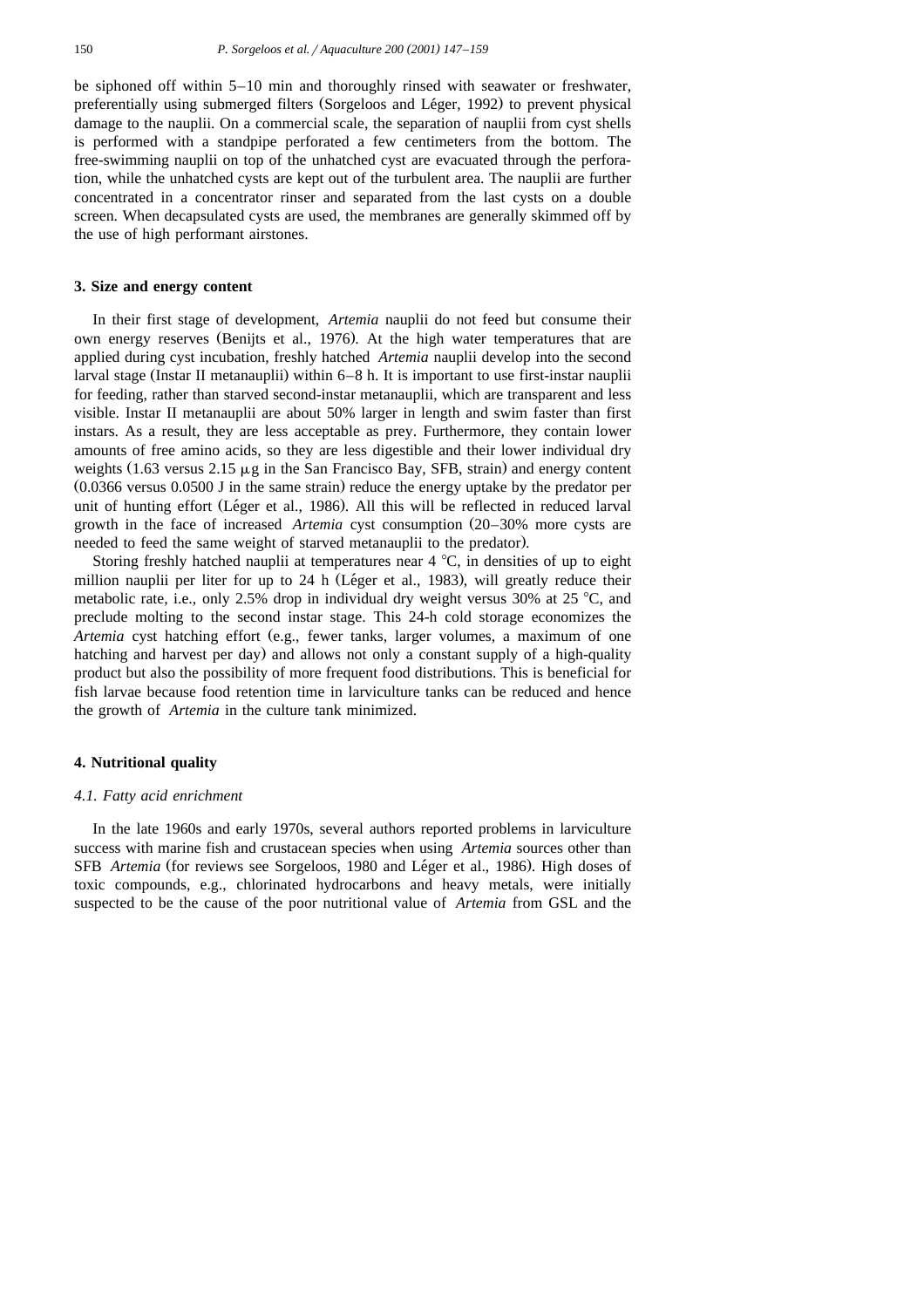be siphoned off within 5–10 min and thoroughly rinsed with seawater or freshwater, preferentially using submerged filters (Sorgeloos and Léger, 1992) to prevent physical damage to the nauplii. On a commercial scale, the separation of nauplii from cyst shells is performed with a standpipe perforated a few centimeters from the bottom. The free-swimming nauplii on top of the unhatched cyst are evacuated through the perforation, while the unhatched cysts are kept out of the turbulent area. The nauplii are further concentrated in a concentrator rinser and separated from the last cysts on a double screen. When decapsulated cysts are used, the membranes are generally skimmed off by the use of high performant airstones.

## 3. Size and energy content

In their first stage of development, *Artemia* nauplii do not feed but consume their own energy reserves (Benijts et al., 1976). At the high water temperatures that are applied during cyst incubation, freshly hatched *Artemia* nauplii develop into the second larval stage (Instar II metanauplii) within 6–8 h. It is important to use first-instar nauplii for feeding, rather than starved second-instar metanauplii, which are transparent and less visible. Instar II metanauplii are about 50% larger in length and swim faster than first instars. As a result, they are less acceptable as prey. Furthermore, they contain lower amounts of free amino acids, so they are less digestible and their lower individual dry weights (1.63 versus 2.15 μg in the San Francisco Bay, SFB, strain) and energy content (0.0366 versus 0.0500 J in the same strain) reduce the energy uptake by the predator per unit of hunting effort (Léger et al., 1986). All this will be reflected in reduced larval growth in the face of increased *Artemia* cyst consumption (20–30% more cysts are needed to feed the same weight of starved metanauplii to the predator).

Storing freshly hatched nauplii at temperatures near 4 °C, in densities of up to eight million nauplii per liter for up to 24 h (Léger et al., 1983), will greatly reduce their metabolic rate, i.e., only 2.5% drop in individual dry weight versus 30% at 25 °C, and preclude molting to the second instar stage. This 24-h cold storage economizes the *Artemia* cyst hatching effort (e.g., fewer tanks, larger volumes, a maximum of one hatching and harvest per day) and allows not only a constant supply of a high-quality product but also the possibility of more frequent food distributions. This is beneficial for fish larvae because food retention time in larviculture tanks can be reduced and hence the growth of *Artemia* in the culture tank minimized.

## 4. Nutritional quality

### 4.1. Fatty acid enrichment

In the late 1960s and early 1970s, several authors reported problems in larviculture success with marine fish and crustacean species when using *Artemia* sources other than SFB *Artemia* (for reviews see Sorgeloos, 1980 and Léger et al., 1986). High doses of toxic compounds, e.g., chlorinated hydrocarbons and heavy metals, were initially suspected to be the cause of the poor nutritional value of *Artemia* from GSL and the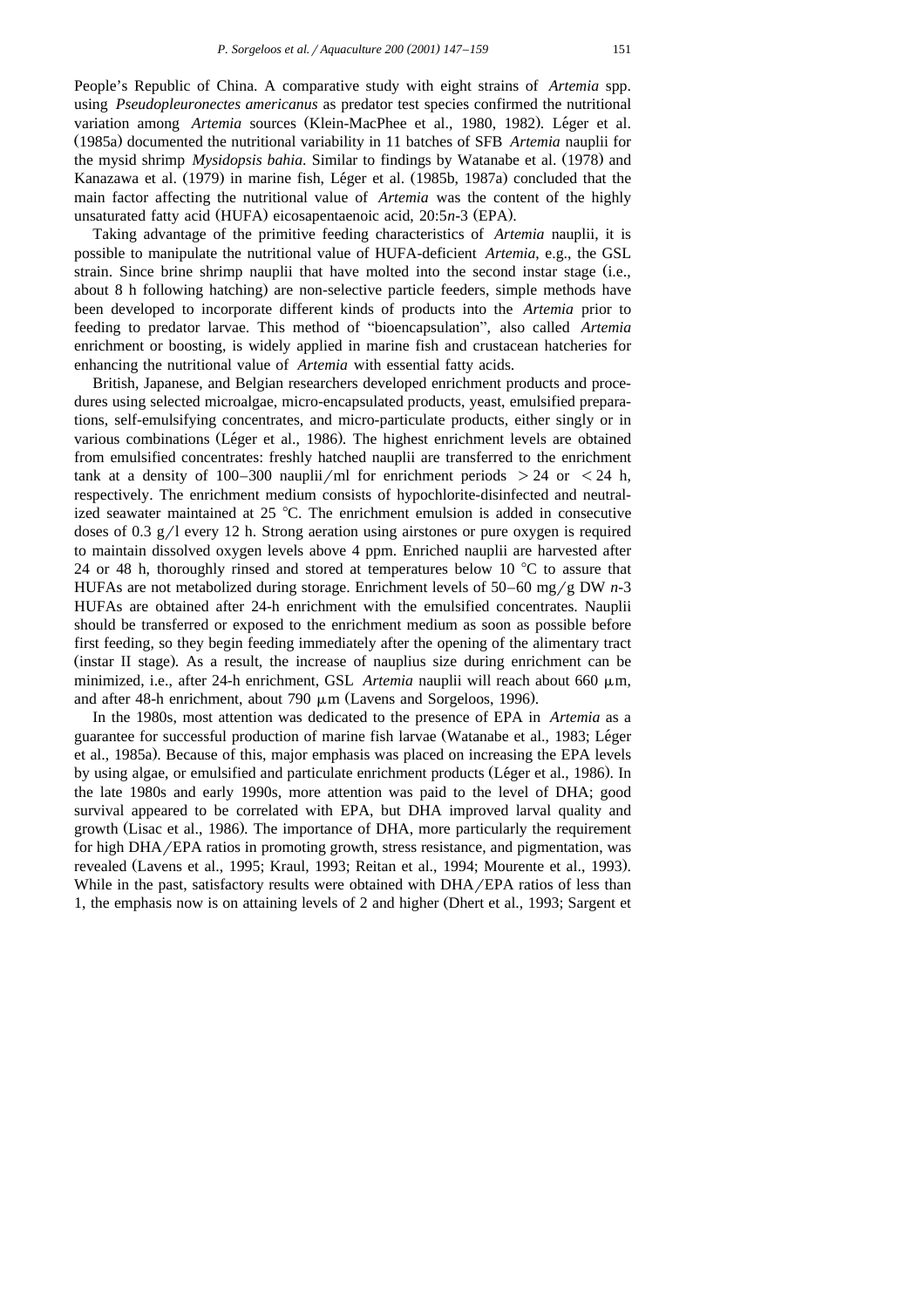People's Republic of China. A comparative study with eight strains of *Artemia* spp. using *Pseudopleuronectes americanus* as predator test species confirmed the nutritional variation among *Artemia* sources (Klein-MacPhee et al., 1980, 1982). Léger et al. (1985a) documented the nutritional variability in 11 batches of SFB *Artemia* nauplii for the mysid shrimp *Mysidopsis bahia*. Similar to findings by Watanabe et al. (1978) and Kanazawa et al. (1979) in marine fish, Léger et al. (1985b, 1987a) concluded that the main factor affecting the nutritional value of *Artemia* was the content of the highly unsaturated fatty acid (HUFA) eicosapentaenoic acid, 20:5*n*-3 (EPA).

Taking advantage of the primitive feeding characteristics of *Artemia* nauplii, it is possible to manipulate the nutritional value of HUFA-deficient *Artemia*, e.g., the GSL strain. Since brine shrimp nauplii that have molted into the second instar stage (i.e., about 8 h following hatching) are non-selective particle feeders, simple methods have been developed to incorporate different kinds of products into the *Artemia* prior to feeding to predator larvae. This method of "bioencapsulation", also called *Artemia* enrichment or boosting, is widely applied in marine fish and crustacean hatcheries for enhancing the nutritional value of *Artemia* with essential fatty acids.

British, Japanese, and Belgian researchers developed enrichment products and procedures using selected microalgae, micro-encapsulated products, yeast, emulsified preparations, self-emulsifying concentrates, and micro-particulate products, either singly or in various combinations (Léger et al., 1986). The highest enrichment levels are obtained from emulsified concentrates: freshly hatched nauplii are transferred to the enrichment tank at a density of 100–300 nauplii/ml for enrichment periods $>24$ or $<24$ h, respectively. The enrichment medium consists of hypochlorite-disinfected and neutralized seawater maintained at 25 °C. The enrichment emulsion is added in consecutive doses of 0.3 g/l every 12 h. Strong aeration using airstones or pure oxygen is required to maintain dissolved oxygen levels above 4 ppm. Enriched nauplii are harvested after 24 or 48 h, thoroughly rinsed and stored at temperatures below 10 °C to assure that HUFAs are not metabolized during storage. Enrichment levels of 50–60 mg/g DW *n*-3 HUFAs are obtained after 24-h enrichment with the emulsified concentrates. Nauplii should be transferred or exposed to the enrichment medium as soon as possible before first feeding, so they begin feeding immediately after the opening of the alimentary tract (instar II stage). As a result, the increase of nauplius size during enrichment can be minimized, i.e., after 24-h enrichment, GSL *Artemia* nauplii will reach about 660 μm, and after 48-h enrichment, about 790 μm (Lavens and Sorgeloos, 1996).

In the 1980s, most attention was dedicated to the presence of EPA in *Artemia* as a guarantee for successful production of marine fish larvae (Watanabe et al., 1983; Léger et al., 1985a). Because of this, major emphasis was placed on increasing the EPA levels by using algae, or emulsified and particulate enrichment products (Léger et al., 1986). In the late 1980s and early 1990s, more attention was paid to the level of DHA; good survival appeared to be correlated with EPA, but DHA improved larval quality and growth (Lisac et al., 1986). The importance of DHA, more particularly the requirement for high DHA/EPA ratios in promoting growth, stress resistance, and pigmentation, was revealed (Lavens et al., 1995; Kraul, 1993; Reitan et al., 1994; Mourente et al., 1993). While in the past, satisfactory results were obtained with DHA/EPA ratios of less than 1, the emphasis now is on attaining levels of 2 and higher (Dhert et al., 1993; Sargent et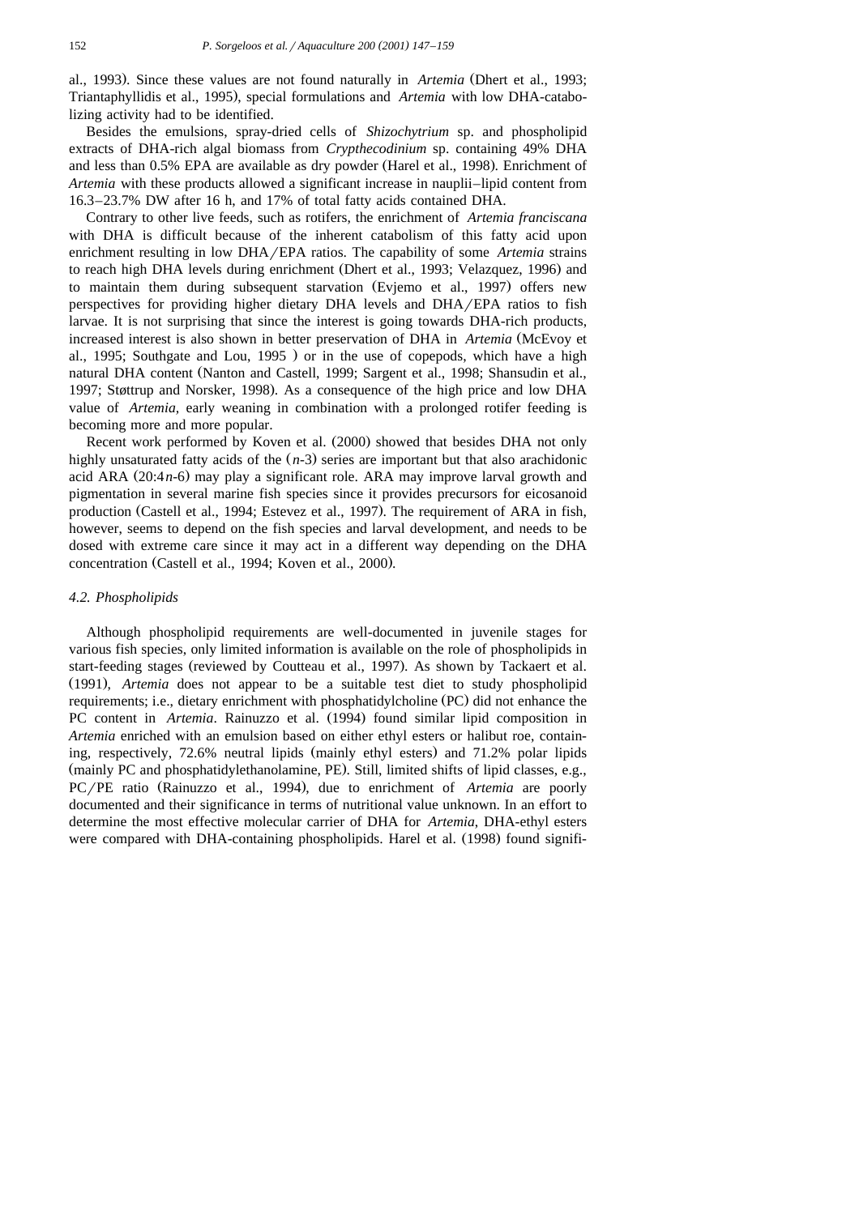al., 1993). Since these values are not found naturally in *Artemia* (Dhert et al., 1993; Triantaphyllidis et al., 1995), special formulations and *Artemia* with low DHA-catabolizing activity had to be identified.

Besides the emulsions, spray-dried cells of *Shizochytrium* sp. and phospholipid extracts of DHA-rich algal biomass from *Crypthecodinium* sp. containing 49% DHA and less than 0.5% EPA are available as dry powder (Harel et al., 1998). Enrichment of *Artemia* with these products allowed a significant increase in nauplii–lipid content from 16.3–23.7% DW after 16 h, and 17% of total fatty acids contained DHA.

Contrary to other live feeds, such as rotifers, the enrichment of *Artemia franciscana* with DHA is difficult because of the inherent catabolism of this fatty acid upon enrichment resulting in low DHA/EPA ratios. The capability of some *Artemia* strains to reach high DHA levels during enrichment (Dhert et al., 1993; Velazquez, 1996) and to maintain them during subsequent starvation (Evjemo et al., 1997) offers new perspectives for providing higher dietary DHA levels and DHA/EPA ratios to fish larvae. It is not surprising that since the interest is going towards DHA-rich products, increased interest is also shown in better preservation of DHA in *Artemia* (McEvoy et al., 1995; Southgate and Lou, 1995 ) or in the use of copepods, which have a high natural DHA content (Nanton and Castell, 1999; Sargent et al., 1998; Shansudin et al., 1997; Støttrup and Norsker, 1998). As a consequence of the high price and low DHA value of *Artemia*, early weaning in combination with a prolonged rotifer feeding is becoming more and more popular.

Recent work performed by Koven et al. (2000) showed that besides DHA not only highly unsaturated fatty acids of the ($n$-3) series are important but that also arachidonic acid ARA (20:4$n$-6) may play a significant role. ARA may improve larval growth and pigmentation in several marine fish species since it provides precursors for eicosanoid production (Castell et al., 1994; Estevez et al., 1997). The requirement of ARA in fish, however, seems to depend on the fish species and larval development, and needs to be dosed with extreme care since it may act in a different way depending on the DHA concentration (Castell et al., 1994; Koven et al., 2000).

### *4.2. Phospholipids*

Although phospholipid requirements are well-documented in juvenile stages for various fish species, only limited information is available on the role of phospholipids in start-feeding stages (reviewed by Coutteau et al., 1997). As shown by Tackaert et al. (1991), *Artemia* does not appear to be a suitable test diet to study phospholipid requirements; i.e., dietary enrichment with phosphatidylcholine (PC) did not enhance the PC content in *Artemia*. Rainuzzo et al. (1994) found similar lipid composition in *Artemia* enriched with an emulsion based on either ethyl esters or halibut roe, containing, respectively, 72.6% neutral lipids (mainly ethyl esters) and 71.2% polar lipids (mainly PC and phosphatidylethanolamine, PE). Still, limited shifts of lipid classes, e.g., PC/PE ratio (Rainuzzo et al., 1994), due to enrichment of *Artemia* are poorly documented and their significance in terms of nutritional value unknown. In an effort to determine the most effective molecular carrier of DHA for *Artemia*, DHA-ethyl esters were compared with DHA-containing phospholipids. Harel et al. (1998) found signifi-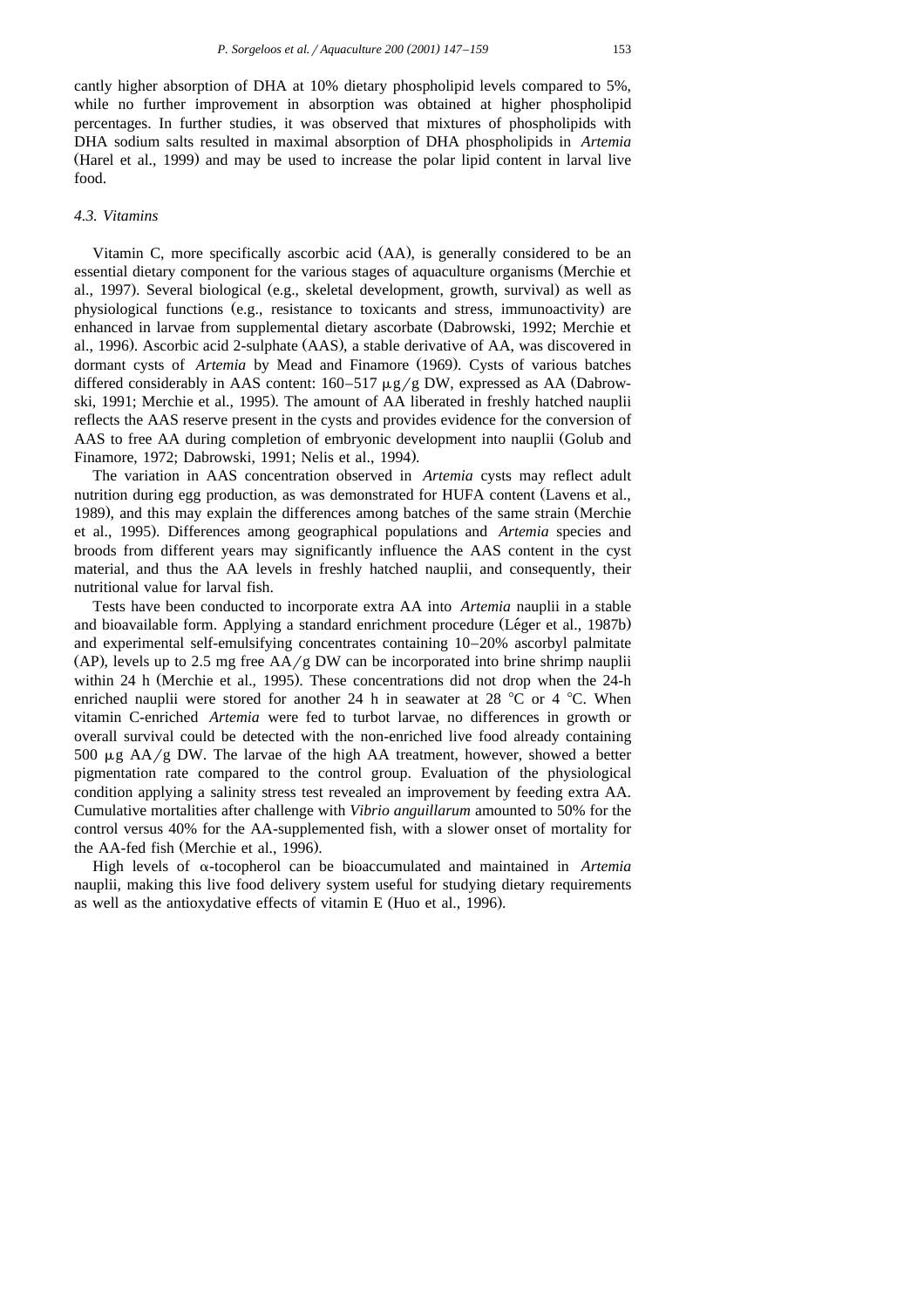cantly higher absorption of DHA at 10% dietary phospholipid levels compared to 5%, while no further improvement in absorption was obtained at higher phospholipid percentages. In further studies, it was observed that mixtures of phospholipids with DHA sodium salts resulted in maximal absorption of DHA phospholipids in *Artemia* (Harel et al., 1999) and may be used to increase the polar lipid content in larval live food.

### *4.3. Vitamins*

Vitamin C, more specifically ascorbic acid (AA), is generally considered to be an essential dietary component for the various stages of aquaculture organisms (Merchie et al., 1997). Several biological (e.g., skeletal development, growth, survival) as well as physiological functions (e.g., resistance to toxicants and stress, immunoactivity) are enhanced in larvae from supplemental dietary ascorbate (Dabrowski, 1992; Merchie et al., 1996). Ascorbic acid 2-sulphate (AAS), a stable derivative of AA, was discovered in dormant cysts of *Artemia* by Mead and Finamore (1969). Cysts of various batches differed considerably in AAS content: 160–517 μg/g DW, expressed as AA (Dabrowski, 1991; Merchie et al., 1995). The amount of AA liberated in freshly hatched nauplii reflects the AAS reserve present in the cysts and provides evidence for the conversion of AAS to free AA during completion of embryonic development into nauplii (Golub and Finamore, 1972; Dabrowski, 1991; Nelis et al., 1994).

The variation in AAS concentration observed in *Artemia* cysts may reflect adult nutrition during egg production, as was demonstrated for HUFA content (Lavens et al., 1989), and this may explain the differences among batches of the same strain (Merchie et al., 1995). Differences among geographical populations and *Artemia* species and broods from different years may significantly influence the AAS content in the cyst material, and thus the AA levels in freshly hatched nauplii, and consequently, their nutritional value for larval fish.

Tests have been conducted to incorporate extra AA into *Artemia* nauplii in a stable and bioavailable form. Applying a standard enrichment procedure (Léger et al., 1987b) and experimental self-emulsifying concentrates containing 10–20% ascorbyl palmitate (AP), levels up to 2.5 mg free AA/g DW can be incorporated into brine shrimp nauplii within 24 h (Merchie et al., 1995). These concentrations did not drop when the 24-h enriched nauplii were stored for another 24 h in seawater at 28 °C or 4 °C. When vitamin C-enriched *Artemia* were fed to turbot larvae, no differences in growth or overall survival could be detected with the non-enriched live food already containing 500 μg AA/g DW. The larvae of the high AA treatment, however, showed a better pigmentation rate compared to the control group. Evaluation of the physiological condition applying a salinity stress test revealed an improvement by feeding extra AA. Cumulative mortalities after challenge with *Vibrio anguillarum* amounted to 50% for the control versus 40% for the AA-supplemented fish, with a slower onset of mortality for the AA-fed fish (Merchie et al., 1996).

High levels of α-tocopherol can be bioaccumulated and maintained in *Artemia* nauplii, making this live food delivery system useful for studying dietary requirements as well as the antioxydative effects of vitamin E (Huo et al., 1996).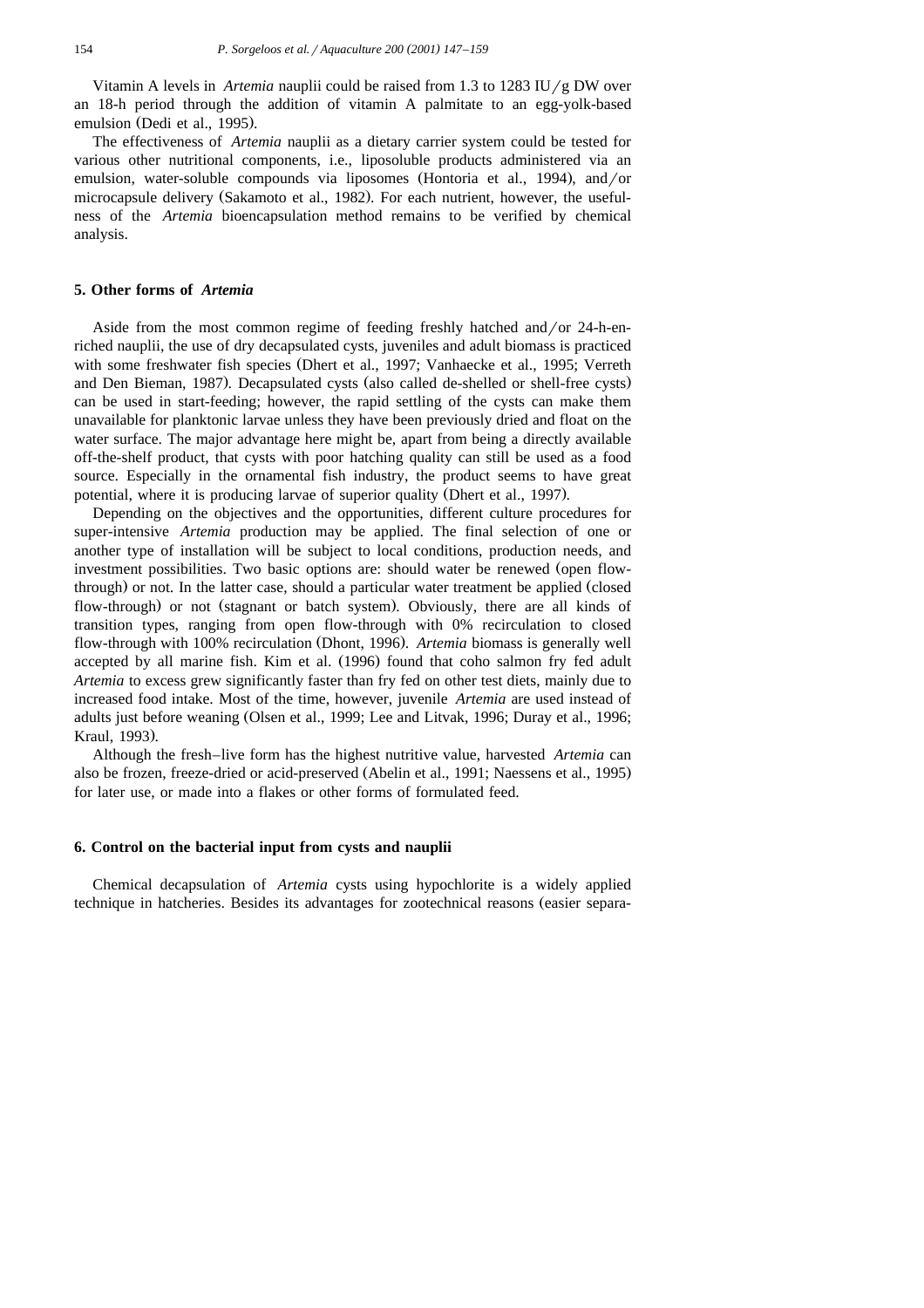Vitamin A levels in *Artemia* nauplii could be raised from 1.3 to 1283 IU/g DW over an 18-h period through the addition of vitamin A palmitate to an egg-yolk-based emulsion (Dedi et al., 1995).

The effectiveness of *Artemia* nauplii as a dietary carrier system could be tested for various other nutritional components, i.e., liposoluble products administered via an emulsion, water-soluble compounds via liposomes (Hontoria et al., 1994), and/or microcapsule delivery (Sakamoto et al., 1982). For each nutrient, however, the usefulness of the *Artemia* bioencapsulation method remains to be verified by chemical analysis.

## 5. Other forms of *Artemia*

Aside from the most common regime of feeding freshly hatched and/or 24-h-enriched nauplii, the use of dry decapsulated cysts, juveniles and adult biomass is practiced with some freshwater fish species (Dhert et al., 1997; Vanhaecke et al., 1995; Verreth and Den Bieman, 1987). Decapsulated cysts (also called de-shelled or shell-free cysts) can be used in start-feeding; however, the rapid settling of the cysts can make them unavailable for planktonic larvae unless they have been previously dried and float on the water surface. The major advantage here might be, apart from being a directly available off-the-shelf product, that cysts with poor hatching quality can still be used as a food source. Especially in the ornamental fish industry, the product seems to have great potential, where it is producing larvae of superior quality (Dhert et al., 1997).

Depending on the objectives and the opportunities, different culture procedures for super-intensive *Artemia* production may be applied. The final selection of one or another type of installation will be subject to local conditions, production needs, and investment possibilities. Two basic options are: should water be renewed (open flow-through) or not. In the latter case, should a particular water treatment be applied (closed flow-through) or not (stagnant or batch system). Obviously, there are all kinds of transition types, ranging from open flow-through with 0% recirculation to closed flow-through with 100% recirculation (Dhont, 1996). *Artemia* biomass is generally well accepted by all marine fish. Kim et al. (1996) found that coho salmon fry fed adult *Artemia* to excess grew significantly faster than fry fed on other test diets, mainly due to increased food intake. Most of the time, however, juvenile *Artemia* are used instead of adults just before weaning (Olsen et al., 1999; Lee and Litvak, 1996; Duray et al., 1996; Kraul, 1993).

Although the fresh–live form has the highest nutritive value, harvested *Artemia* can also be frozen, freeze-dried or acid-preserved (Abelin et al., 1991; Naessens et al., 1995) for later use, or made into a flakes or other forms of formulated feed.

## 6. Control on the bacterial input from cysts and nauplii

Chemical decapsulation of *Artemia* cysts using hypochlorite is a widely applied technique in hatcheries. Besides its advantages for zootechnical reasons (easier separa-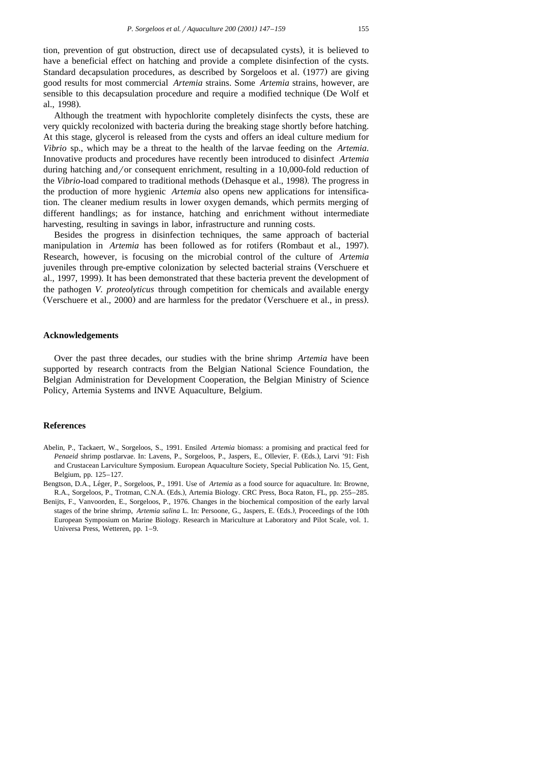tion, prevention of gut obstruction, direct use of decapsulated cysts), it is believed to have a beneficial effect on hatching and provide a complete disinfection of the cysts. Standard decapsulation procedures, as described by Sorgeloos et al. (1977) are giving good results for most commercial *Artemia* strains. Some *Artemia* strains, however, are sensible to this decapsulation procedure and require a modified technique (De Wolf et al., 1998).

Although the treatment with hypochlorite completely disinfects the cysts, these are very quickly recolonized with bacteria during the breaking stage shortly before hatching. At this stage, glycerol is released from the cysts and offers an ideal culture medium for *Vibrio* sp., which may be a threat to the health of the larvae feeding on the *Artemia*. Innovative products and procedures have recently been introduced to disinfect *Artemia* during hatching and/or consequent enrichment, resulting in a 10,000-fold reduction of the *Vibrio*-load compared to traditional methods (Dehasque et al., 1998). The progress in the production of more hygienic *Artemia* also opens new applications for intensification. The cleaner medium results in lower oxygen demands, which permits merging of different handlings; as for instance, hatching and enrichment without intermediate harvesting, resulting in savings in labor, infrastructure and running costs.

Besides the progress in disinfection techniques, the same approach of bacterial manipulation in *Artemia* has been followed as for rotifers (Rombaut et al., 1997). Research, however, is focusing on the microbial control of the culture of *Artemia* juveniles through pre-emptive colonization by selected bacterial strains (Verschuere et al., 1997, 1999). It has been demonstrated that these bacteria prevent the development of the pathogen *V. proteolyticus* through competition for chemicals and available energy (Verschuere et al., 2000) and are harmless for the predator (Verschuere et al., in press).

## Acknowledgements

Over the past three decades, our studies with the brine shrimp *Artemia* have been supported by research contracts from the Belgian National Science Foundation, the Belgian Administration for Development Cooperation, the Belgian Ministry of Science Policy, Artemia Systems and INVE Aquaculture, Belgium.

## References

Abelin, P., Tackaert, W., Sorgeloos, S., 1991. Ensiled *Artemia* biomass: a promising and practical feed for *Penaeid* shrimp postlarvae. In: Lavens, P., Sorgeloos, P., Jaspers, E., Ollevier, F. (Eds.), Larvi '91: Fish and Crustacean Larviculture Symposium. European Aquaculture Society, Special Publication No. 15, Gent, Belgium, pp. 125–127.

Bengtson, D.A., Léger, P., Sorgeloos, P., 1991. Use of *Artemia* as a food source for aquaculture. In: Browne, R.A., Sorgeloos, P., Trotman, C.N.A. (Eds.), Artemia Biology. CRC Press, Boca Raton, FL, pp. 255–285.

Benijts, F., Vanvoorden, E., Sorgeloos, P., 1976. Changes in the biochemical composition of the early larval stages of the brine shrimp, *Artemia salina* L. In: Persoone, G., Jaspers, E. (Eds.), Proceedings of the 10th European Symposium on Marine Biology. Research in Mariculture at Laboratory and Pilot Scale, vol. 1. Universa Press, Wetteren, pp. 1–9.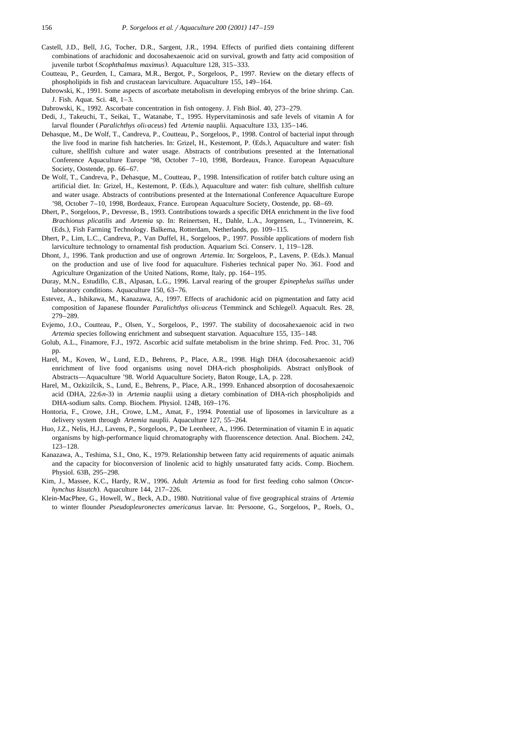Castell, J.D., Bell, J.G, Tocher, D.R., Sargent, J.R., 1994. Effects of purified diets containing different combinations of arachidonic and docosahexaenoic acid on survival, growth and fatty acid composition of juvenile turbot (*Scophthalmus maximus*). Aquaculture 128, 315–333.

Coutteau, P., Geurden, I., Camara, M.R., Bergot, P., Sorgeloos, P., 1997. Review on the dietary effects of phospholipids in fish and crustacean larviculture. Aquaculture 155, 149–164.

Dabrowski, K., 1991. Some aspects of ascorbate metabolism in developing embryos of the brine shrimp. Can. J. Fish. Aquat. Sci. 48, 1–3.

Dabrowski, K., 1992. Ascorbate concentration in fish ontogeny. J. Fish Biol. 40, 273–279.

Dedi, J., Takeuchi, T., Seikai, T., Watanabe, T., 1995. Hypervitaminosis and safe levels of vitamin A for larval flounder (*Paralichthys olivaceus*) fed *Artemia* nauplii. Aquaculture 133, 135–146.

Dehasque, M., De Wolf, T., Candreva, P., Coutteau, P., Sorgeloos, P., 1998. Control of bacterial input through the live food in marine fish hatcheries. In: Grizel, H., Kestemont, P. (Eds.), Aquaculture and water: fish culture, shellfish culture and water usage. Abstracts of contributions presented at the International Conference Aquaculture Europe '98, October 7–10, 1998, Bordeaux, France. European Aquaculture Society, Oostende, pp. 66–67.

De Wolf, T., Candreva, P., Dehasque, M., Coutteau, P., 1998. Intensification of rotifer batch culture using an artificial diet. In: Grizel, H., Kestemont, P. (Eds.), Aquaculture and water: fish culture, shellfish culture and water usage. Abstracts of contributions presented at the International Conference Aquaculture Europe '98, October 7–10, 1998, Bordeaux, France. European Aquaculture Society, Oostende, pp. 68–69.

Dhert, P., Sorgeloos, P., Devresse, B., 1993. Contributions towards a specific DHA enrichment in the live food *Brachionus plicatilis* and *Artemia* sp. In: Reinertsen, H., Dahle, L.A., Jorgensen, L., Tvinnereim, K. (Eds.), Fish Farming Technology. Balkema, Rotterdam, Netherlands, pp. 109–115.

Dhert, P., Lim, L.C., Candreva, P., Van Duffel, H., Sorgeloos, P., 1997. Possible applications of modern fish larviculture technology to ornamental fish production. Aquarium Sci. Conserv. 1, 119–128.

Dhont, J., 1996. Tank production and use of ongrown *Artemia*. In: Sorgeloos, P., Lavens, P. (Eds.). Manual on the production and use of live food for aquaculture. Fisheries technical paper No. 361. Food and Agriculture Organization of the United Nations, Rome, Italy, pp. 164–195.

Duray, M.N., Estudillo, C.B., Alpasan, L.G., 1996. Larval rearing of the grouper *Epinephelus suillus* under laboratory conditions. Aquaculture 150, 63–76.

Estevez, A., Ishikawa, M., Kanazawa, A., 1997. Effects of arachidonic acid on pigmentation and fatty acid composition of Japanese flounder *Paralichthys olivaceus* (Temminck and Schlegel). Aquacult. Res. 28, 279–289.

Evjemo, J.O., Coutteau, P., Olsen, Y., Sorgeloos, P., 1997. The stability of docosahexaenoic acid in two *Artemia* species following enrichment and subsequent starvation. Aquaculture 155, 135–148.

Golub, A.L., Finamore, F.J., 1972. Ascorbic acid sulfate metabolism in the brine shrimp. Fed. Proc. 31, 706 pp.

Harel, M., Koven, W., Lund, E.D., Behrens, P., Place, A.R., 1998. High DHA (docosahexaenoic acid) enrichment of live food organisms using novel DHA-rich phospholipids. Abstract onlyBook of Abstracts—Aquaculture '98. World Aquaculture Society, Baton Rouge, LA, p. 228.

Harel, M., Ozkizilcik, S., Lund, E., Behrens, P., Place, A.R., 1999. Enhanced absorption of docosahexaenoic acid (DHA, 22:6*n*-3) in *Artemia* nauplii using a dietary combination of DHA-rich phospholipids and DHA-sodium salts. Comp. Biochem. Physiol. 124B, 169–176.

Hontoria, F., Crowe, J.H., Crowe, L.M., Amat, F., 1994. Potential use of liposomes in larviculture as a delivery system through *Artemia* nauplii. Aquaculture 127, 55–264.

Huo, J.Z., Nelis, H.J., Lavens, P., Sorgeloos, P., De Leenheer, A., 1996. Determination of vitamin E in aquatic organisms by high-performance liquid chromatography with fluorenscence detection. Anal. Biochem. 242, 123–128.

Kanazawa, A., Teshima, S.I., Ono, K., 1979. Relationship between fatty acid requirements of aquatic animals and the capacity for bioconversion of linolenic acid to highly unsaturated fatty acids. Comp. Biochem. Physiol. 63B, 295–298.

Kim, J., Massee, K.C., Hardy, R.W., 1996. Adult *Artemia* as food for first feeding coho salmon (*Oncorhynchus kisutch*). Aquaculture 144, 217–226.

Klein-MacPhee, G., Howell, W., Beck, A.D., 1980. Nutritional value of five geographical strains of *Artemia* to winter flounder *Pseudopleuronectes americanus* larvae. In: Persoone, G., Sorgeloos, P., Roels, O.,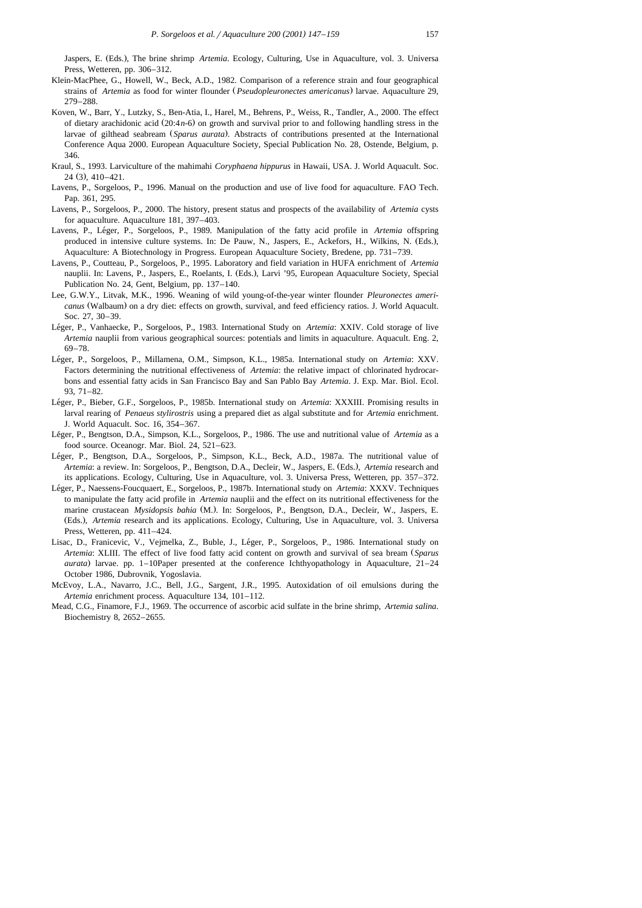Jaspers, E. (Eds.), The brine shrimp *Artemia*. Ecology, Culturing, Use in Aquaculture, vol. 3. Universa Press, Wetteren, pp. 306–312.

Klein-MacPhee, G., Howell, W., Beck, A.D., 1982. Comparison of a reference strain and four geographical strains of *Artemia* as food for winter flounder (*Pseudopleuronectes americanus*) larvae. Aquaculture 29, 279–288.

Koven, W., Barr, Y., Lutzky, S., Ben-Atia, I., Harel, M., Behrens, P., Weiss, R., Tandler, A., 2000. The effect of dietary arachidonic acid (20:4*n*-6) on growth and survival prior to and following handling stress in the larvae of gilthead seabream (*Sparus aurata*). Abstracts of contributions presented at the International Conference Aqua 2000. European Aquaculture Society, Special Publication No. 28, Ostende, Belgium, p. 346.

Kraul, S., 1993. Larviculture of the mahimahi *Coryphaena hippurus* in Hawaii, USA. J. World Aquacult. Soc. 24 (3), 410–421.

Lavens, P., Sorgeloos, P., 1996. Manual on the production and use of live food for aquaculture. FAO Tech. Pap. 361, 295.

Lavens, P., Sorgeloos, P., 2000. The history, present status and prospects of the availability of *Artemia* cysts for aquaculture. Aquaculture 181, 397–403.

Lavens, P., Léger, P., Sorgeloos, P., 1989. Manipulation of the fatty acid profile in *Artemia* offspring produced in intensive culture systems. In: De Pauw, N., Jaspers, E., Ackefors, H., Wilkins, N. (Eds.), Aquaculture: A Biotechnology in Progress. European Aquaculture Society, Bredene, pp. 731–739.

Lavens, P., Coutteau, P., Sorgeloos, P., 1995. Laboratory and field variation in HUFA enrichment of *Artemia* nauplii. In: Lavens, P., Jaspers, E., Roelants, I. (Eds.), Larvi '95, European Aquaculture Society, Special Publication No. 24, Gent, Belgium, pp. 137–140.

Lee, G.W.Y., Litvak, M.K., 1996. Weaning of wild young-of-the-year winter flounder *Pleuronectes americanus* (Walbaum) on a dry diet: effects on growth, survival, and feed efficiency ratios. J. World Aquacult. Soc. 27, 30–39.

Léger, P., Vanhaecke, P., Sorgeloos, P., 1983. International Study on *Artemia*: XXIV. Cold storage of live *Artemia* nauplii from various geographical sources: potentials and limits in aquaculture. Aquacult. Eng. 2, 69–78.

Léger, P., Sorgeloos, P., Millamena, O.M., Simpson, K.L., 1985a. International study on *Artemia*: XXV. Factors determining the nutritional effectiveness of *Artemia*: the relative impact of chlorinated hydrocarbons and essential fatty acids in San Francisco Bay and San Pablo Bay *Artemia*. J. Exp. Mar. Biol. Ecol. 93, 71–82.

Léger, P., Bieber, G.F., Sorgeloos, P., 1985b. International study on *Artemia*: XXXIII. Promising results in larval rearing of *Penaeus stylirostris* using a prepared diet as algal substitute and for *Artemia* enrichment. J. World Aquacult. Soc. 16, 354–367.

Léger, P., Bengtson, D.A., Simpson, K.L., Sorgeloos, P., 1986. The use and nutritional value of *Artemia* as a food source. Oceanogr. Mar. Biol. 24, 521–623.

Léger, P., Bengtson, D.A., Sorgeloos, P., Simpson, K.L., Beck, A.D., 1987a. The nutritional value of *Artemia*: a review. In: Sorgeloos, P., Bengtson, D.A., Decleir, W., Jaspers, E. (Eds.), *Artemia* research and its applications. Ecology, Culturing, Use in Aquaculture, vol. 3. Universa Press, Wetteren, pp. 357–372.

Léger, P., Naessens-Foucquaert, E., Sorgeloos, P., 1987b. International study on *Artemia*: XXXV. Techniques to manipulate the fatty acid profile in *Artemia* nauplii and the effect on its nutritional effectiveness for the marine crustacean *Mysidopsis bahia* (M.). In: Sorgeloos, P., Bengtson, D.A., Decleir, W., Jaspers, E. (Eds.), *Artemia* research and its applications. Ecology, Culturing, Use in Aquaculture, vol. 3. Universa Press, Wetteren, pp. 411–424.

Lisac, D., Franicevic, V., Vejmelka, Z., Buble, J., Léger, P., Sorgeloos, P., 1986. International study on *Artemia*: XLIII. The effect of live food fatty acid content on growth and survival of sea bream (*Sparus aurata*) larvae. pp. 1–10Paper presented at the conference Ichthyopathology in Aquaculture, 21–24 October 1986, Dubrovnik, Yogoslavia.

McEvoy, L.A., Navarro, J.C., Bell, J.G., Sargent, J.R., 1995. Autoxidation of oil emulsions during the *Artemia* enrichment process. Aquaculture 134, 101–112.

Mead, C.G., Finamore, F.J., 1969. The occurrence of ascorbic acid sulfate in the brine shrimp, *Artemia salina*. Biochemistry 8, 2652–2655.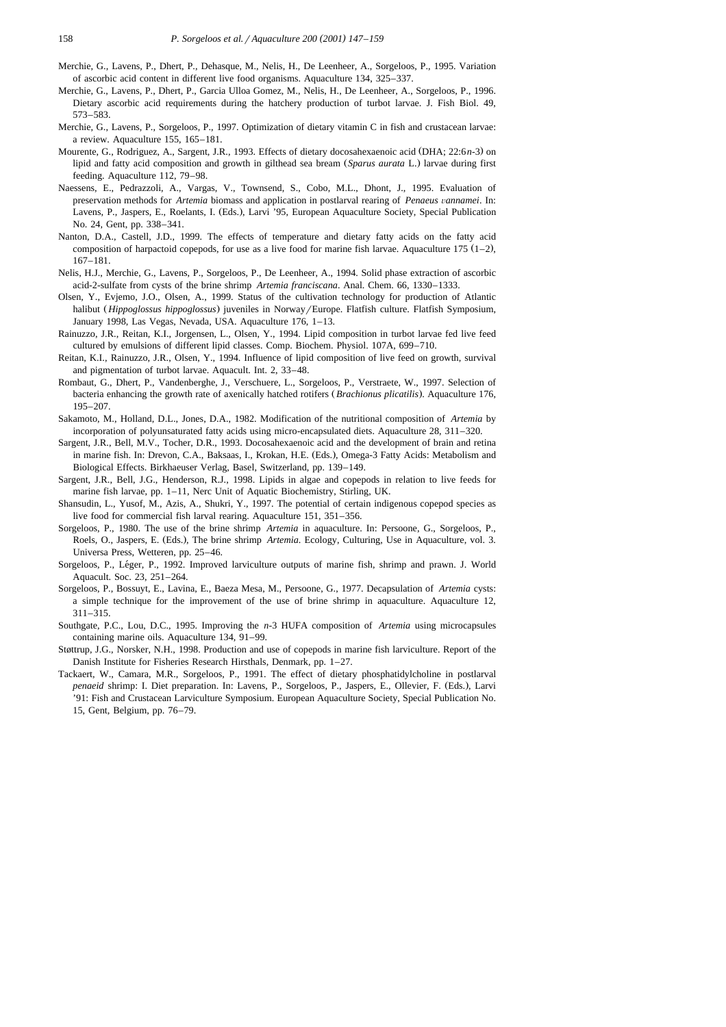Merchie, G., Lavens, P., Dhert, P., Dehasque, M., Nelis, H., De Leenheer, A., Sorgeloos, P., 1995. Variation of ascorbic acid content in different live food organisms. Aquaculture 134, 325–337.

Merchie, G., Lavens, P., Dhert, P., Garcia Ulloa Gomez, M., Nelis, H., De Leenheer, A., Sorgeloos, P., 1996. Dietary ascorbic acid requirements during the hatchery production of turbot larvae. J. Fish Biol. 49, 573–583.

Merchie, G., Lavens, P., Sorgeloos, P., 1997. Optimization of dietary vitamin C in fish and crustacean larvae: a review. Aquaculture 155, 165–181.

Mourente, G., Rodriguez, A., Sargent, J.R., 1993. Effects of dietary docosahexaenoic acid (DHA; 22:6*n*-3) on lipid and fatty acid composition and growth in gilthead sea bream (*Sparus aurata* L.) larvae during first feeding. Aquaculture 112, 79–98.

Naessens, E., Pedrazzoli, A., Vargas, V., Townsend, S., Cobo, M.L., Dhont, J., 1995. Evaluation of preservation methods for *Artemia* biomass and application in postlarval rearing of *Penaeus vannamei*. In: Lavens, P., Jaspers, E., Roelants, I. (Eds.), Larvi '95, European Aquaculture Society, Special Publication No. 24, Gent, pp. 338–341.

Nanton, D.A., Castell, J.D., 1999. The effects of temperature and dietary fatty acids on the fatty acid composition of harpactoid copepods, for use as a live food for marine fish larvae. Aquaculture 175 (1–2), 167–181.

Nelis, H.J., Merchie, G., Lavens, P., Sorgeloos, P., De Leenheer, A., 1994. Solid phase extraction of ascorbic acid-2-sulfate from cysts of the brine shrimp *Artemia franciscana*. Anal. Chem. 66, 1330–1333.

Olsen, Y., Evjemo, J.O., Olsen, A., 1999. Status of the cultivation technology for production of Atlantic halibut (*Hippoglossus hippoglossus*) juveniles in Norway/Europe. Flatfish culture. Flatfish Symposium, January 1998, Las Vegas, Nevada, USA. Aquaculture 176, 1–13.

Rainuzzo, J.R., Reitan, K.I., Jorgensen, L., Olsen, Y., 1994. Lipid composition in turbot larvae fed live feed cultured by emulsions of different lipid classes. Comp. Biochem. Physiol. 107A, 699–710.

Reitan, K.I., Rainuzzo, J.R., Olsen, Y., 1994. Influence of lipid composition of live feed on growth, survival and pigmentation of turbot larvae. Aquacult. Int. 2, 33–48.

Rombaut, G., Dhert, P., Vandenberghe, J., Verschuere, L., Sorgeloos, P., Verstraete, W., 1997. Selection of bacteria enhancing the growth rate of axenically hatched rotifers (*Brachionus plicatilis*). Aquaculture 176, 195–207.

Sakamoto, M., Holland, D.L., Jones, D.A., 1982. Modification of the nutritional composition of *Artemia* by incorporation of polyunsaturated fatty acids using micro-encapsulated diets. Aquaculture 28, 311–320.

Sargent, J.R., Bell, M.V., Tocher, D.R., 1993. Docosahexaenoic acid and the development of brain and retina in marine fish. In: Drevon, C.A., Baksaas, I., Krokan, H.E. (Eds.), Omega-3 Fatty Acids: Metabolism and Biological Effects. Birkhaeuser Verlag, Basel, Switzerland, pp. 139–149.

Sargent, J.R., Bell, J.G., Henderson, R.J., 1998. Lipids in algae and copepods in relation to live feeds for marine fish larvae, pp. 1–11, Nerc Unit of Aquatic Biochemistry, Stirling, UK.

Shansudin, L., Yusof, M., Azis, A., Shukri, Y., 1997. The potential of certain indigenous copepod species as live food for commercial fish larval rearing. Aquaculture 151, 351–356.

Sorgeloos, P., 1980. The use of the brine shrimp *Artemia* in aquaculture. In: Persoone, G., Sorgeloos, P., Roels, O., Jaspers, E. (Eds.), The brine shrimp *Artemia*. Ecology, Culturing, Use in Aquaculture, vol. 3. Universa Press, Wetteren, pp. 25–46.

Sorgeloos, P., Léger, P., 1992. Improved larviculture outputs of marine fish, shrimp and prawn. J. World Aquacult. Soc. 23, 251–264.

Sorgeloos, P., Bossuyt, E., Lavina, E., Baeza Mesa, M., Persoone, G., 1977. Decapsulation of *Artemia* cysts: a simple technique for the improvement of the use of brine shrimp in aquaculture. Aquaculture 12, 311–315.

Southgate, P.C., Lou, D.C., 1995. Improving the *n*-3 HUFA composition of *Artemia* using microcapsules containing marine oils. Aquaculture 134, 91–99.

Støttrup, J.G., Norsker, N.H., 1998. Production and use of copepods in marine fish larviculture. Report of the Danish Institute for Fisheries Research Hirsthals, Denmark, pp. 1–27.

Tackaert, W., Camara, M.R., Sorgeloos, P., 1991. The effect of dietary phosphatidylcholine in postlarval *penaeid* shrimp: I. Diet preparation. In: Lavens, P., Sorgeloos, P., Jaspers, E., Ollevier, F. (Eds.), Larvi '91: Fish and Crustacean Larviculture Symposium. European Aquaculture Society, Special Publication No. 15, Gent, Belgium, pp. 76–79.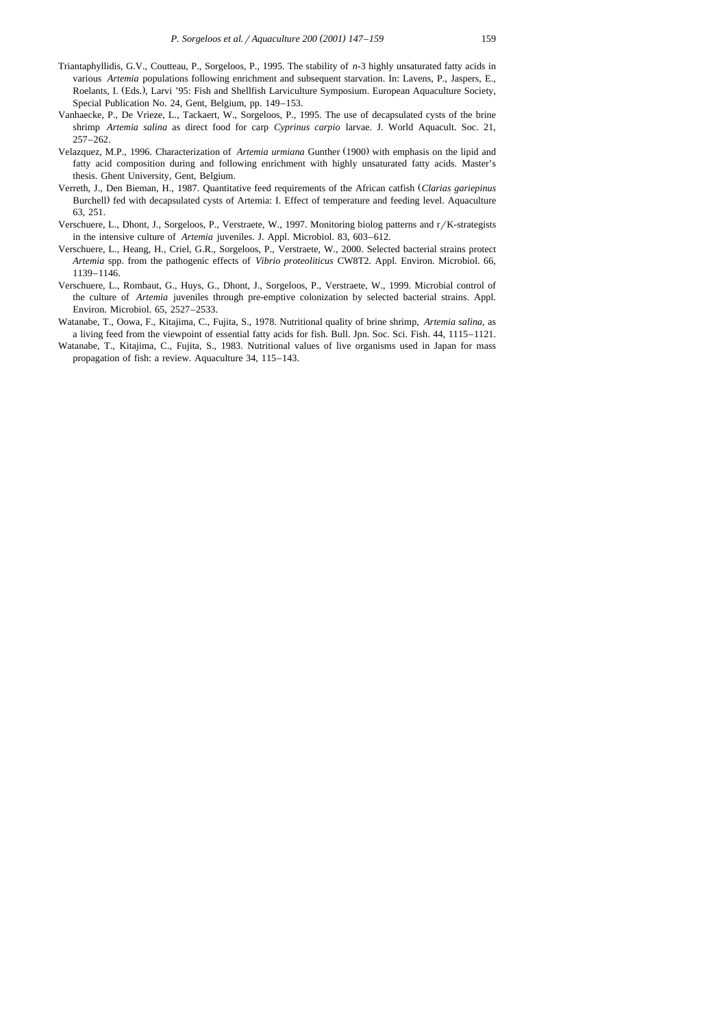Triantaphyllidis, G.V., Coutteau, P., Sorgeloos, P., 1995. The stability of *n*-3 highly unsaturated fatty acids in various *Artemia* populations following enrichment and subsequent starvation. In: Lavens, P., Jaspers, E., Roelants, I. (Eds.), Larvi '95: Fish and Shellfish Larviculture Symposium. European Aquaculture Society, Special Publication No. 24, Gent, Belgium, pp. 149–153.

Vanhaecke, P., De Vrieze, L., Tackaert, W., Sorgeloos, P., 1995. The use of decapsulated cysts of the brine shrimp *Artemia salina* as direct food for carp *Cyprinus carpio* larvae. J. World Aquacult. Soc. 21, 257–262.

Velazquez, M.P., 1996. Characterization of *Artemia urmiana* Gunther (1900) with emphasis on the lipid and fatty acid composition during and following enrichment with highly unsaturated fatty acids. Master's thesis. Ghent University, Gent, Belgium.

Verreth, J., Den Bieman, H., 1987. Quantitative feed requirements of the African catfish (*Clarias gariepinus* Burchell) fed with decapsulated cysts of Artemia: I. Effect of temperature and feeding level. Aquaculture 63, 251.

Verschuere, L., Dhont, J., Sorgeloos, P., Verstraete, W., 1997. Monitoring biolog patterns and r/K-strategists in the intensive culture of *Artemia* juveniles. J. Appl. Microbiol. 83, 603–612.

Verschuere, L., Heang, H., Criel, G.R., Sorgeloos, P., Verstraete, W., 2000. Selected bacterial strains protect *Artemia* spp. from the pathogenic effects of *Vibrio proteoliticus* CW8T2. Appl. Environ. Microbiol. 66, 1139–1146.

Verschuere, L., Rombaut, G., Huys, G., Dhont, J., Sorgeloos, P., Verstraete, W., 1999. Microbial control of the culture of *Artemia* juveniles through pre-emptive colonization by selected bacterial strains. Appl. Environ. Microbiol. 65, 2527–2533.

Watanabe, T., Oowa, F., Kitajima, C., Fujita, S., 1978. Nutritional quality of brine shrimp, *Artemia salina*, as a living feed from the viewpoint of essential fatty acids for fish. Bull. Jpn. Soc. Sci. Fish. 44, 1115–1121.

Watanabe, T., Kitajima, C., Fujita, S., 1983. Nutritional values of live organisms used in Japan for mass propagation of fish: a review. Aquaculture 34, 115–143.